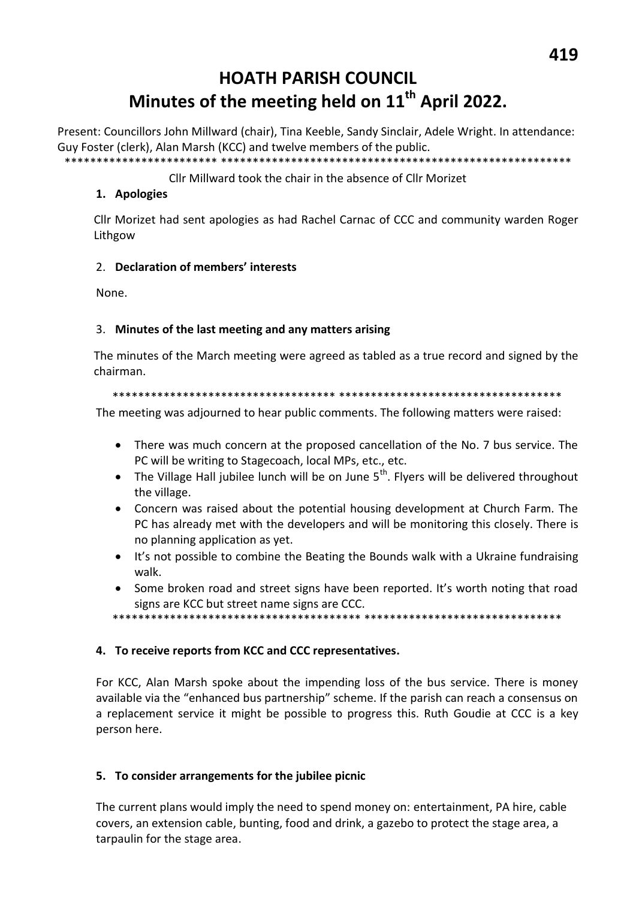# HOATH PARISH COUNCIL

# Minutes of the meeting held on 11th April 2022.

Present: Councillors John Millward (chair), Tina Keeble, Sandy Sinclair, Adele Wright. In attendance: Guy Foster (clerk), Alan Marsh (KCC) and twelve members of the public.

*********************** *******************************************************

Cllr Millward took the chair in the absence of Cllr Morizet

## 1. Apologies

Cllr Morizet had sent apologies as had Rachel Carnac of CCC and community warden Roger Lithgow

## 2. Declaration of members' interests

None.

## 3. Minutes of the last meeting and any matters arising

The minutes of the March meeting were agreed as tabled as a true record and signed by the chairman.

*********************************** ***********************************

The meeting was adjourned to hear public comments. The following matters were raised:

- There was much concern at the proposed cancellation of the No. 7 bus service. The PC will be writing to Stagecoach, local MPs, etc., etc.
- The Village Hall jubilee lunch will be on June 5th. Flyers will be delivered throughout the village.
- Concern was raised about the potential housing development at Church Farm. The PC has already met with the developers and will be monitoring this closely. There is no planning application as yet.
- It's not possible to combine the Beating the Bounds walk with a Ukraine fundraising walk.
- Some broken road and street signs have been reported. It's worth noting that road signs are KCC but street name signs are CCC.

*************************************** *******************************

## 4. To receive reports from KCC and CCC representatives.

For KCC, Alan Marsh spoke about the impending loss of the bus service. There is money available via the "enhanced bus partnership" scheme. If the parish can reach a consensus on a replacement service it might be possible to progress this. Ruth Goudie at CCC is a key person here.

## 5. To consider arrangements for the jubilee picnic

The current plans would imply the need to spend money on: entertainment, PA hire, cable covers, an extension cable, bunting, food and drink, a gazebo to protect the stage area, a tarpaulin for the stage area.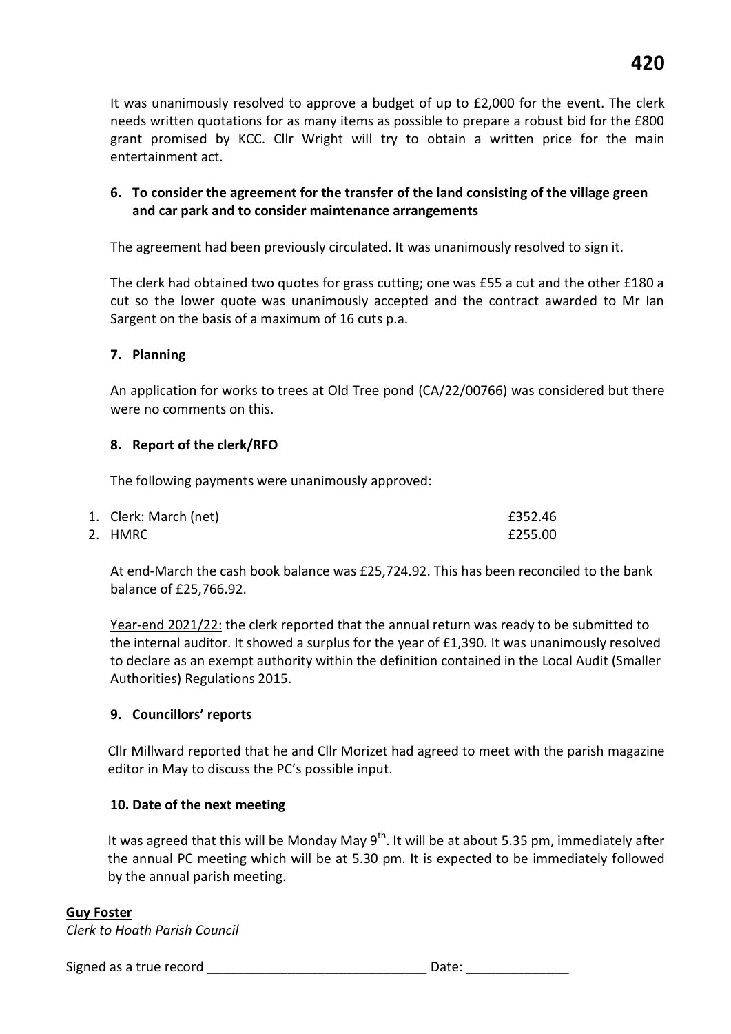It was unanimously resolved to approve a budget of up to £2,000 for the event. The clerk needs written quotations for as many items as possible to prepare a robust bid for the £800 grant promised by KCC. Cllr Wright will try to obtain a written price for the main entertainment act.

**6. To consider the agreement for the transfer of the land consisting of the village green and car park and to consider maintenance arrangements**

The agreement had been previously circulated. It was unanimously resolved to sign it.

The clerk had obtained two quotes for grass cutting; one was £55 a cut and the other £180 a cut so the lower quote was unanimously accepted and the contract awarded to Mr Ian Sargent on the basis of a maximum of 16 cuts p.a.

**7. Planning**

An application for works to trees at Old Tree pond (CA/22/00766) was considered but there were no comments on this.

**8. Report of the clerk/RFO**

The following payments were unanimously approved:

| | |
|---|---|
| 1. Clerk: March (net) | £352.46 |
| 2. HMRC | £255.00 |

At end-March the cash book balance was £25,724.92. This has been reconciled to the bank balance of £25,766.92.

Year-end 2021/22: the clerk reported that the annual return was ready to be submitted to the internal auditor. It showed a surplus for the year of £1,390. It was unanimously resolved to declare as an exempt authority within the definition contained in the Local Audit (Smaller Authorities) Regulations 2015.

**9. Councillors' reports**

Cllr Millward reported that he and Cllr Morizet had agreed to meet with the parish magazine editor in May to discuss the PC's possible input.

**10. Date of the next meeting**

It was agreed that this will be Monday May 9th. It will be at about 5.35 pm, immediately after the annual PC meeting which will be at 5.30 pm. It is expected to be immediately followed by the annual parish meeting.

**Guy Foster**
*Clerk to Hoath Parish Council*

Signed as a true record _____________________________ Date: ______________